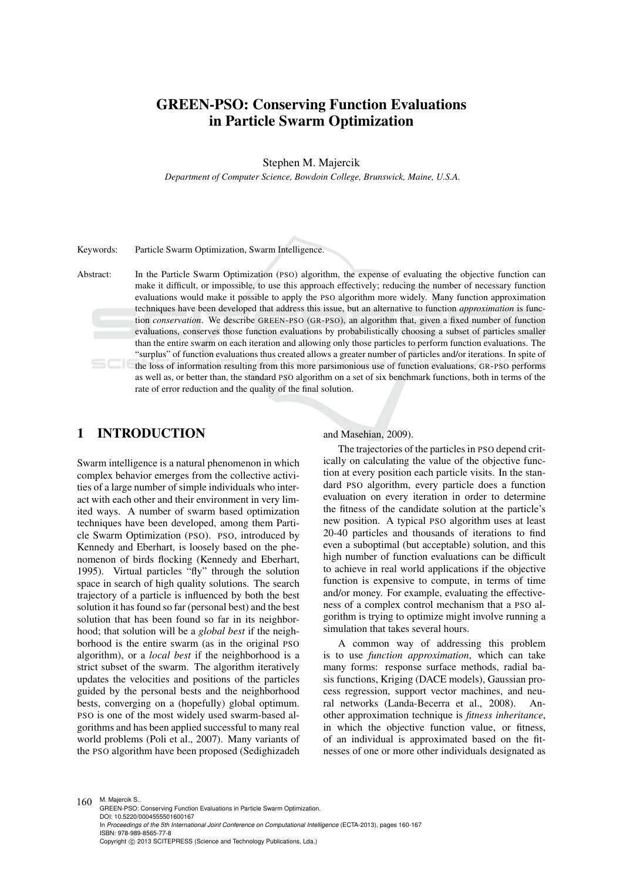# GREEN-PSO: Conserving Function Evaluations in Particle Swarm Optimization

Stephen M. Majercik

*Department of Computer Science, Bowdoin College, Brunswick, Maine, U.S.A.*

Keywords: Particle Swarm Optimization, Swarm Intelligence.

Abstract: In the Particle Swarm Optimization (PSO) algorithm, the expense of evaluating the objective function can make it difficult, or impossible, to use this approach effectively; reducing the number of necessary function evaluations would make it possible to apply the PSO algorithm more widely. Many function approximation techniques have been developed that address this issue, but an alternative to function *approximation* is function *conservation*. We describe GREEN-PSO (GR-PSO), an algorithm that, given a fixed number of function evaluations, conserves those function evaluations by probabilistically choosing a subset of particles smaller than the entire swarm on each iteration and allowing only those particles to perform function evaluations. The "surplus" of function evaluations thus created allows a greater number of particles and/or iterations. In spite of the loss of information resulting from this more parsimonious use of function evaluations, GR-PSO performs as well as, or better than, the standard PSO algorithm on a set of six benchmark functions, both in terms of the rate of error reduction and the quality of the final solution.

## 1 INTRODUCTION

Swarm intelligence is a natural phenomenon in which complex behavior emerges from the collective activities of a large number of simple individuals who interact with each other and their environment in very limited ways. A number of swarm based optimization techniques have been developed, among them Particle Swarm Optimization (PSO). PSO, introduced by Kennedy and Eberhart, is loosely based on the phenomenon of birds flocking (Kennedy and Eberhart, 1995). Virtual particles "fly" through the solution space in search of high quality solutions. The search trajectory of a particle is influenced by both the best solution it has found so far (personal best) and the best solution that has been found so far in its neighborhood; that solution will be a *global best* if the neighborhood is the entire swarm (as in the original PSO algorithm), or a *local best* if the neighborhood is a strict subset of the swarm. The algorithm iteratively updates the velocities and positions of the particles guided by the personal bests and the neighborhood bests, converging on a (hopefully) global optimum. PSO is one of the most widely used swarm-based algorithms and has been applied successful to many real world problems (Poli et al., 2007). Many variants of the PSO algorithm have been proposed (Sedighizadeh and Masehian, 2009).

The trajectories of the particles in PSO depend critically on calculating the value of the objective function at every position each particle visits. In the standard PSO algorithm, every particle does a function evaluation on every iteration in order to determine the fitness of the candidate solution at the particle's new position. A typical PSO algorithm uses at least 20-40 particles and thousands of iterations to find even a suboptimal (but acceptable) solution, and this high number of function evaluations can be difficult to achieve in real world applications if the objective function is expensive to compute, in terms of time and/or money. For example, evaluating the effectiveness of a complex control mechanism that a PSO algorithm is trying to optimize might involve running a simulation that takes several hours.

A common way of addressing this problem is to use *function approximation*, which can take many forms: response surface methods, radial basis functions, Kriging (DACE models), Gaussian process regression, support vector machines, and neural networks (Landa-Becerra et al., 2008). Another approximation technique is *fitness inheritance*, in which the objective function value, or fitness, of an individual is approximated based on the fitnesses of one or more other individuals designated as

M. Majercik S..
GREEN-PSO: Conserving Function Evaluations in Particle Swarm Optimization.
DOI: 10.5220/0004555501600167
In *Proceedings of the 5th International Joint Conference on Computational Intelligence* (ECTA-2013), pages 160-167
ISBN: 978-989-8565-77-8
Copyright © 2013 SCITEPRESS (Science and Technology Publications, Lda.)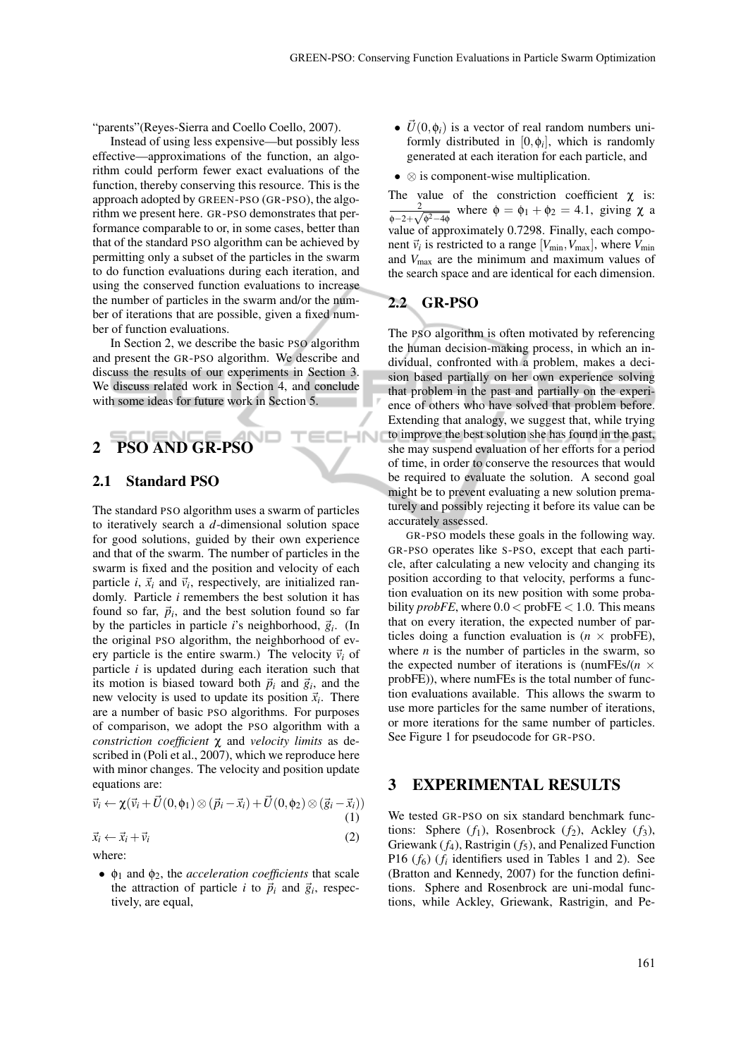"parents"(Reyes-Sierra and Coello Coello, 2007).

Instead of using less expensive—but possibly less effective—approximations of the function, an algorithm could perform fewer exact evaluations of the function, thereby conserving this resource. This is the approach adopted by GREEN-PSO (GR-PSO), the algorithm we present here. GR-PSO demonstrates that performance comparable to or, in some cases, better than that of the standard PSO algorithm can be achieved by permitting only a subset of the particles in the swarm to do function evaluations during each iteration, and using the conserved function evaluations to increase the number of particles in the swarm and/or the number of iterations that are possible, given a fixed number of function evaluations.

In Section 2, we describe the basic PSO algorithm and present the GR-PSO algorithm. We describe and discuss the results of our experiments in Section 3. We discuss related work in Section 4, and conclude with some ideas for future work in Section 5.

## 2 PSO AND GR-PSO

### 2.1 Standard PSO

The standard PSO algorithm uses a swarm of particles to iteratively search a $d$-dimensional solution space for good solutions, guided by their own experience and that of the swarm. The number of particles in the swarm is fixed and the position and velocity of each particle $i$, $\vec{x}_i$ and $\vec{v}_i$, respectively, are initialized randomly. Particle $i$ remembers the best solution it has found so far, $\vec{p}_i$, and the best solution found so far by the particles in particle $i$'s neighborhood, $\vec{g}_i$. (In the original PSO algorithm, the neighborhood of every particle is the entire swarm.) The velocity $\vec{v}_i$ of particle $i$ is updated during each iteration such that its motion is biased toward both $\vec{p}_i$ and $\vec{g}_i$, and the new velocity is used to update its position $\vec{x}_i$. There are a number of basic PSO algorithms. For purposes of comparison, we adopt the PSO algorithm with a *constriction coefficient* $\chi$ and *velocity limits* as described in (Poli et al., 2007), which we reproduce here with minor changes. The velocity and position update equations are:

$$\vec{v}_i \leftarrow \chi(\vec{v}_i + \vec{U}(0,\phi_1) \otimes (\vec{p}_i - \vec{x}_i) + \vec{U}(0,\phi_2) \otimes (\vec{g}_i - \vec{x}_i)) \quad (1)$$

$$\vec{x}_i \leftarrow \vec{x}_i + \vec{v}_i \quad (2)$$

where:

- $\phi_1$ and $\phi_2$, the *acceleration coefficients* that scale the attraction of particle $i$ to $\vec{p}_i$ and $\vec{g}_i$, respectively, are equal,
- $\vec{U}(0,\phi_i)$ is a vector of real random numbers uniformly distributed in $[0,\phi_i]$, which is randomly generated at each iteration for each particle, and
- $\otimes$ is component-wise multiplication.

The value of the constriction coefficient $\chi$ is: $\frac{2}{\phi - 2 + \sqrt{\phi^2 - 4\phi}}$ where $\phi = \phi_1 + \phi_2 = 4.1$, giving $\chi$ a value of approximately 0.7298. Finally, each component $\vec{v}_i$ is restricted to a range $[V_{\min}, V_{\max}]$, where $V_{\min}$ and $V_{\max}$ are the minimum and maximum values of the search space and are identical for each dimension.

### 2.2 GR-PSO

The PSO algorithm is often motivated by referencing the human decision-making process, in which an individual, confronted with a problem, makes a decision based partially on her own experience solving that problem in the past and partially on the experience of others who have solved that problem before. Extending that analogy, we suggest that, while trying to improve the best solution she has found in the past, she may suspend evaluation of her efforts for a period of time, in order to conserve the resources that would be required to evaluate the solution. A second goal might be to prevent evaluating a new solution prematurely and possibly rejecting it before its value can be accurately assessed.

GR-PSO models these goals in the following way. GR-PSO operates like S-PSO, except that each particle, after calculating a new velocity and changing its position according to that velocity, performs a function evaluation on its new position with some probability *probFE*, where $0.0 < \text{probFE} < 1.0$. This means that on every iteration, the expected number of particles doing a function evaluation is ($n$ $\times$ probFE), where $n$ is the number of particles in the swarm, so the expected number of iterations is (numFEs/($n$ $\times$ probFE)), where numFEs is the total number of function evaluations available. This allows the swarm to use more particles for the same number of iterations, or more iterations for the same number of particles. See Figure 1 for pseudocode for GR-PSO.

## 3 EXPERIMENTAL RESULTS

We tested GR-PSO on six standard benchmark functions: Sphere ($f_1$), Rosenbrock ($f_2$), Ackley ($f_3$), Griewank ($f_4$), Rastrigin ($f_5$), and Penalized Function P16 ($f_6$) ($f_i$ identifiers used in Tables 1 and 2). See (Bratton and Kennedy, 2007) for the function definitions. Sphere and Rosenbrock are uni-modal functions, while Ackley, Griewank, Rastrigin, and Pe-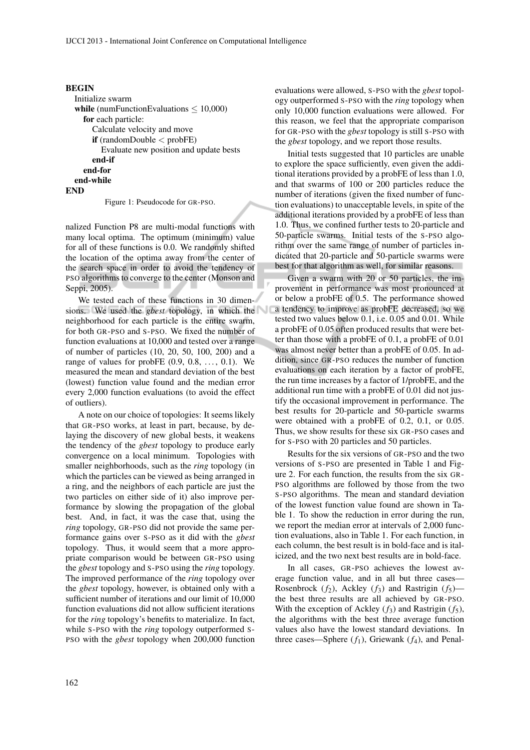```
BEGIN
  Initialize swarm
  while (numFunctionEvaluations ≤ 10,000)
    for each particle:
      Calculate velocity and move
      if (randomDouble < probFE)
        Evaluate new position and update bests
      end-if
    end-for
  end-while
END
```

Figure 1: Pseudocode for GR-PSO.

nalized Function P8 are multi-modal functions with many local optima. The optimum (minimum) value for all of these functions is 0.0. We randomly shifted the location of the optima away from the center of the search space in order to avoid the tendency of PSO algorithms to converge to the center (Monson and Seppi, 2005).

We tested each of these functions in 30 dimensions. We used the *gbest* topology, in which the neighborhood for each particle is the entire swarm, for both GR-PSO and S-PSO. We fixed the number of function evaluations at 10,000 and tested over a range of number of particles (10, 20, 50, 100, 200) and a range of values for probFE (0.9, 0.8, ..., 0.1). We measured the mean and standard deviation of the best (lowest) function value found and the median error every 2,000 function evaluations (to avoid the effect of outliers).

A note on our choice of topologies: It seems likely that GR-PSO works, at least in part, because, by delaying the discovery of new global bests, it weakens the tendency of the *gbest* topology to produce early convergence on a local minimum. Topologies with smaller neighborhoods, such as the *ring* topology (in which the particles can be viewed as being arranged in a ring, and the neighbors of each particle are just the two particles on either side of it) also improve performance by slowing the propagation of the global best. And, in fact, it was the case that, using the *ring* topology, GR-PSO did not provide the same performance gains over S-PSO as it did with the *gbest* topology. Thus, it would seem that a more appropriate comparison would be between GR-PSO using the *gbest* topology and S-PSO using the *ring* topology. The improved performance of the *ring* topology over the *gbest* topology, however, is obtained only with a sufficient number of iterations and our limit of 10,000 function evaluations did not allow sufficient iterations for the *ring* topology's benefits to materialize. In fact, while S-PSO with the *ring* topology outperformed S-PSO with the *gbest* topology when 200,000 function evaluations were allowed, S-PSO with the *gbest* topology outperformed S-PSO with the *ring* topology when only 10,000 function evaluations were allowed. For this reason, we feel that the appropriate comparison for GR-PSO with the *gbest* topology is still S-PSO with the *gbest* topology, and we report those results.

Initial tests suggested that 10 particles are unable to explore the space sufficiently, even given the additional iterations provided by a probFE of less than 1.0, and that swarms of 100 or 200 particles reduce the number of iterations (given the fixed number of function evaluations) to unacceptable levels, in spite of the additional iterations provided by a probFE of less than 1.0. Thus, we confined further tests to 20-particle and 50-particle swarms. Initial tests of the S-PSO algorithm over the same range of number of particles indicated that 20-particle and 50-particle swarms were best for that algorithm as well, for similar reasons.

Given a swarm with 20 or 50 particles, the improvement in performance was most pronounced at or below a probFE of 0.5. The performance showed a tendency to improve as probFE decreased, so we tested two values below 0.1, i.e. 0.05 and 0.01. While a probFE of 0.05 often produced results that were better than those with a probFE of 0.1, a probFE of 0.01 was almost never better than a probFE of 0.05. In addition, since GR-PSO reduces the number of function evaluations on each iteration by a factor of probFE, the run time increases by a factor of 1/probFE, and the additional run time with a probFE of 0.01 did not justify the occasional improvement in performance. The best results for 20-particle and 50-particle swarms were obtained with a probFE of 0.2, 0.1, or 0.05. Thus, we show results for these six GR-PSO cases and for S-PSO with 20 particles and 50 particles.

Results for the six versions of GR-PSO and the two versions of S-PSO are presented in Table 1 and Figure 2. For each function, the results from the six GR-PSO algorithms are followed by those from the two S-PSO algorithms. The mean and standard deviation of the lowest function value found are shown in Table 1. To show the reduction in error during the run, we report the median error at intervals of 2,000 function evaluations, also in Table 1. For each function, in each column, the best result is in bold-face and is italicized, and the two next best results are in bold-face.

In all cases, GR-PSO achieves the lowest average function value, and in all but three cases—Rosenbrock ($f_2$), Ackley ($f_3$) and Rastrigin ($f_5$)—the best three results are all achieved by GR-PSO. With the exception of Ackley ($f_3$) and Rastrigin ($f_5$), the algorithms with the best three average function values also have the lowest standard deviations. In three cases—Sphere ($f_1$), Griewank ($f_4$), and Penal-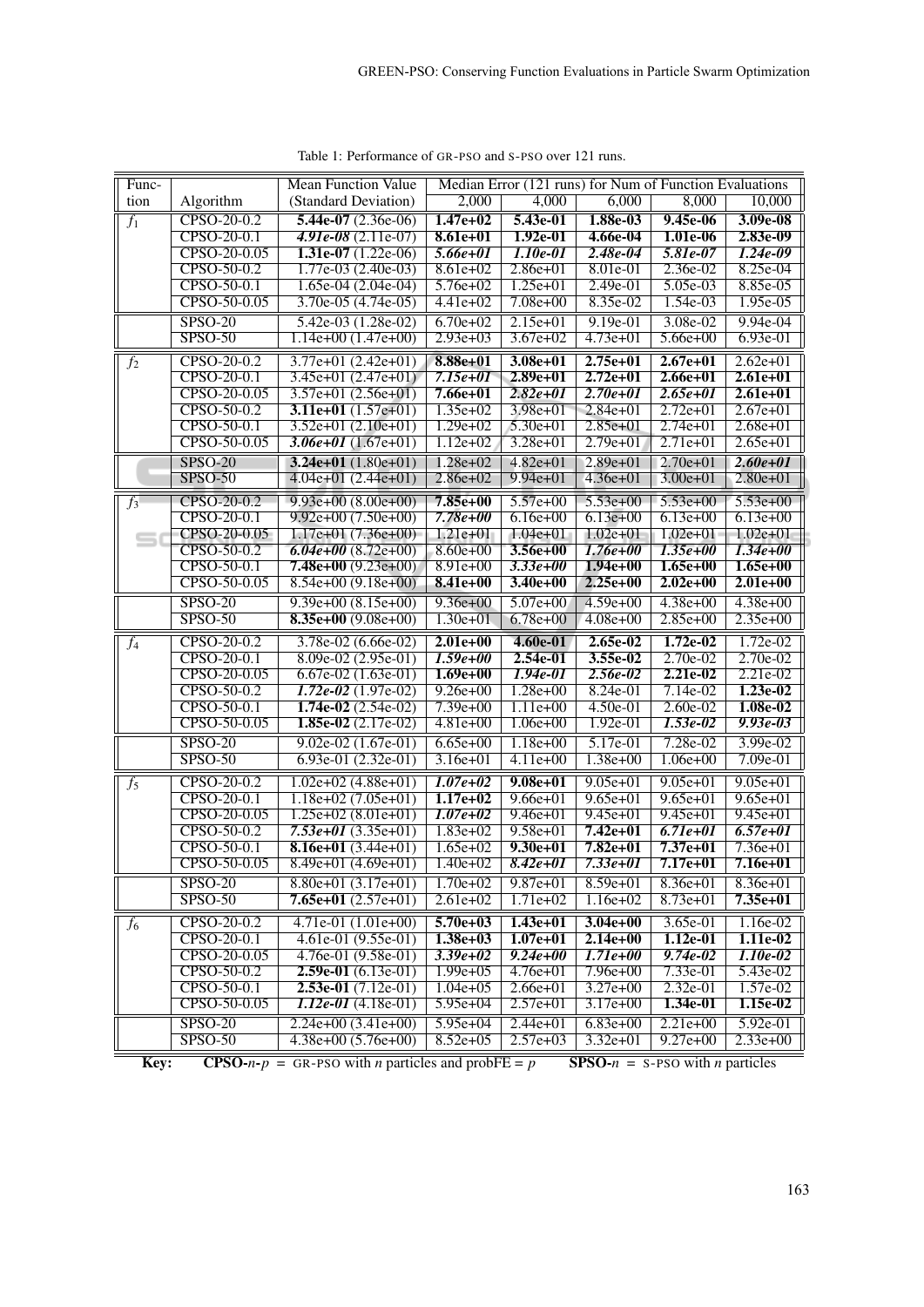Table 1: Performance of GR-PSO and S-PSO over 121 runs.

| Func-tion | Algorithm | Mean Function Value (Standard Deviation) | Median Error (121 runs) for Num of Function Evaluations 2,000 | 4,000 | 6,000 | 8,000 | 10,000 |
|---|---|---|---|---|---|---|---|
| $f_1$ | CPSO-20-0.2 | **5.44e-07** (2.36e-06) | **1.47e+02** | **5.43e-01** | **1.88e-03** | **9.45e-06** | **3.09e-08** |
| | CPSO-20-0.1 | ***4.91e-08*** (2.11e-07) | **8.61e+01** | **1.92e-01** | **4.66e-04** | **1.01e-06** | **2.83e-09** |
| | CPSO-20-0.05 | **1.31e-07** (1.22e-06) | ***5.66e+01*** | ***1.10e-01*** | ***2.48e-04*** | ***5.81e-07*** | ***1.24e-09*** |
| | CPSO-50-0.2 | 1.77e-03 (2.40e-03) | 8.61e+02 | 2.86e+01 | 8.01e-01 | 2.36e-02 | 8.25e-04 |
| | CPSO-50-0.1 | 1.65e-04 (2.04e-04) | 5.76e+02 | 1.25e+01 | 2.49e-01 | 5.05e-03 | 8.85e-05 |
| | CPSO-50-0.05 | 3.70e-05 (4.74e-05) | 4.41e+02 | 7.08e+00 | 8.35e-02 | 1.54e-03 | 1.95e-05 |
| | SPSO-20 | 5.42e-03 (1.28e-02) | 6.70e+02 | 2.15e+01 | 9.19e-01 | 3.08e-02 | 9.94e-04 |
| | SPSO-50 | 1.14e+00 (1.47e+00) | 2.93e+03 | 3.67e+02 | 4.73e+01 | 5.66e+00 | 6.93e-01 |
| $f_2$ | CPSO-20-0.2 | 3.77e+01 (2.42e+01) | **8.88e+01** | **3.08e+01** | **2.75e+01** | **2.67e+01** | 2.62e+01 |
| | CPSO-20-0.1 | 3.45e+01 (2.47e+01) | ***7.15e+01*** | **2.89e+01** | **2.72e+01** | **2.66e+01** | **2.61e+01** |
| | CPSO-20-0.05 | 3.57e+01 (2.56e+01) | **7.66e+01** | ***2.82e+01*** | ***2.70e+01*** | ***2.65e+01*** | **2.61e+01** |
| | CPSO-50-0.2 | **3.11e+01** (1.57e+01) | 1.35e+02 | 3.98e+01 | 2.84e+01 | 2.72e+01 | 2.67e+01 |
| | CPSO-50-0.1 | 3.52e+01 (2.10e+01) | 1.29e+02 | 5.30e+01 | 2.85e+01 | 2.74e+01 | 2.68e+01 |
| | CPSO-50-0.05 | ***3.06e+01*** (1.67e+01) | 1.12e+02 | 3.28e+01 | 2.79e+01 | 2.71e+01 | 2.65e+01 |
| | SPSO-20 | **3.24e+01** (1.80e+01) | 1.28e+02 | 4.82e+01 | 2.89e+01 | 2.70e+01 | ***2.60e+01*** |
| | SPSO-50 | 4.04e+01 (2.44e+01) | 2.86e+02 | 9.94e+01 | 4.36e+01 | 3.00e+01 | 2.80e+01 |
| $f_3$ | CPSO-20-0.2 | 9.93e+00 (8.00e+00) | **7.85e+00** | 5.57e+00 | 5.53e+00 | 5.53e+00 | 5.53e+00 |
| | CPSO-20-0.1 | 9.92e+00 (7.50e+00) | ***7.78e+00*** | 6.16e+00 | 6.13e+00 | 6.13e+00 | 6.13e+00 |
| | CPSO-20-0.05 | 1.17e+01 (7.36e+00) | 1.21e+01 | 1.04e+01 | 1.02e+01 | 1.02e+01 | 1.02e+01 |
| | CPSO-50-0.2 | ***6.04e+00*** (8.72e+00) | 8.60e+00 | **3.56e+00** | ***1.76e+00*** | ***1.35e+00*** | ***1.34e+00*** |
| | CPSO-50-0.1 | **7.48e+00** (9.23e+00) | 8.91e+00 | ***3.33e+00*** | **1.94e+00** | **1.65e+00** | **1.65e+00** |
| | CPSO-50-0.05 | 8.54e+00 (9.18e+00) | **8.41e+00** | **3.40e+00** | **2.25e+00** | **2.02e+00** | **2.01e+00** |
| | SPSO-20 | 9.39e+00 (8.15e+00) | 9.36e+00 | 5.07e+00 | 4.59e+00 | 4.38e+00 | 4.38e+00 |
| | SPSO-50 | **8.35e+00** (9.08e+00) | 1.30e+01 | 6.78e+00 | 4.08e+00 | 2.85e+00 | 2.35e+00 |
| $f_4$ | CPSO-20-0.2 | 3.78e-02 (6.66e-02) | **2.01e+00** | **4.60e-01** | **2.65e-02** | **1.72e-02** | 1.72e-02 |
| | CPSO-20-0.1 | 8.09e-02 (2.95e-01) | ***1.59e+00*** | **2.54e-01** | **3.55e-02** | 2.70e-02 | 2.70e-02 |
| | CPSO-20-0.05 | 6.67e-02 (1.63e-01) | **1.69e+00** | ***1.94e-01*** | ***2.56e-02*** | **2.21e-02** | 2.21e-02 |
| | CPSO-50-0.2 | ***1.72e-02*** (1.97e-02) | 9.26e+00 | 1.28e+00 | 8.24e-01 | 7.14e-02 | **1.23e-02** |
| | CPSO-50-0.1 | **1.74e-02** (2.54e-02) | 7.39e+00 | 1.11e+00 | 4.50e-01 | 2.60e-02 | **1.08e-02** |
| | CPSO-50-0.05 | **1.85e-02** (2.17e-02) | 4.81e+00 | 1.06e+00 | 1.92e-01 | ***1.53e-02*** | ***9.93e-03*** |
| | SPSO-20 | 9.02e-02 (1.67e-01) | 6.65e+00 | 1.18e+00 | 5.17e-01 | 7.28e-02 | 3.99e-02 |
| | SPSO-50 | 6.93e-01 (2.32e-01) | 3.16e+01 | 4.11e+00 | 1.38e+00 | 1.06e+00 | 7.09e-01 |
| $f_5$ | CPSO-20-0.2 | 1.02e+02 (4.88e+01) | ***1.07e+02*** | **9.08e+01** | 9.05e+01 | 9.05e+01 | 9.05e+01 |
| | CPSO-20-0.1 | 1.18e+02 (7.05e+01) | **1.17e+02** | 9.66e+01 | 9.65e+01 | 9.65e+01 | 9.65e+01 |
| | CPSO-20-0.05 | 1.25e+02 (8.01e+01) | ***1.07e+02*** | 9.46e+01 | 9.45e+01 | 9.45e+01 | 9.45e+01 |
| | CPSO-50-0.2 | ***7.53e+01*** (3.35e+01) | 1.83e+02 | 9.58e+01 | **7.42e+01** | ***6.71e+01*** | ***6.57e+01*** |
| | CPSO-50-0.1 | **8.16e+01** (3.44e+01) | 1.65e+02 | **9.30e+01** | **7.82e+01** | **7.37e+01** | 7.36e+01 |
| | CPSO-50-0.05 | 8.49e+01 (4.69e+01) | 1.40e+02 | ***8.42e+01*** | ***7.33e+01*** | **7.17e+01** | **7.16e+01** |
| | SPSO-20 | 8.80e+01 (3.17e+01) | 1.70e+02 | 9.87e+01 | 8.59e+01 | 8.36e+01 | 8.36e+01 |
| | SPSO-50 | **7.65e+01** (2.57e+01) | 2.61e+02 | 1.71e+02 | 1.16e+02 | 8.73e+01 | **7.35e+01** |
| $f_6$ | CPSO-20-0.2 | 4.71e-01 (1.01e+00) | **5.70e+03** | **1.43e+01** | **3.04e+00** | 3.65e-01 | 1.16e-02 |
| | CPSO-20-0.1 | 4.61e-01 (9.55e-01) | **1.38e+03** | **1.07e+01** | **2.14e+00** | **1.12e-01** | **1.11e-02** |
| | CPSO-20-0.05 | 4.76e-01 (9.58e-01) | ***3.39e+02*** | ***9.24e+00*** | ***1.71e+00*** | ***9.74e-02*** | ***1.10e-02*** |
| | CPSO-50-0.2 | **2.59e-01** (6.13e-01) | 1.99e+05 | 4.76e+01 | 7.96e+00 | 7.33e-01 | 5.43e-02 |
| | CPSO-50-0.1 | **2.53e-01** (7.12e-01) | 1.04e+05 | 2.66e+01 | 3.27e+00 | 2.32e-01 | 1.57e-02 |
| | CPSO-50-0.05 | ***1.12e-01*** (4.18e-01) | 5.95e+04 | 2.57e+01 | 3.17e+00 | **1.34e-01** | **1.15e-02** |
| | SPSO-20 | 2.24e+00 (3.41e+00) | 5.95e+04 | 2.44e+01 | 6.83e+00 | 2.21e+00 | 5.92e-01 |
| | SPSO-50 | 4.38e+00 (5.76e+00) | 8.52e+05 | 2.57e+03 | 3.32e+01 | 9.27e+00 | 2.33e+00 |

**Key:** **CPSO-*n*-*p*** = GR-PSO with *n* particles and probFE = *p*  **SPSO-*n*** = S-PSO with *n* particles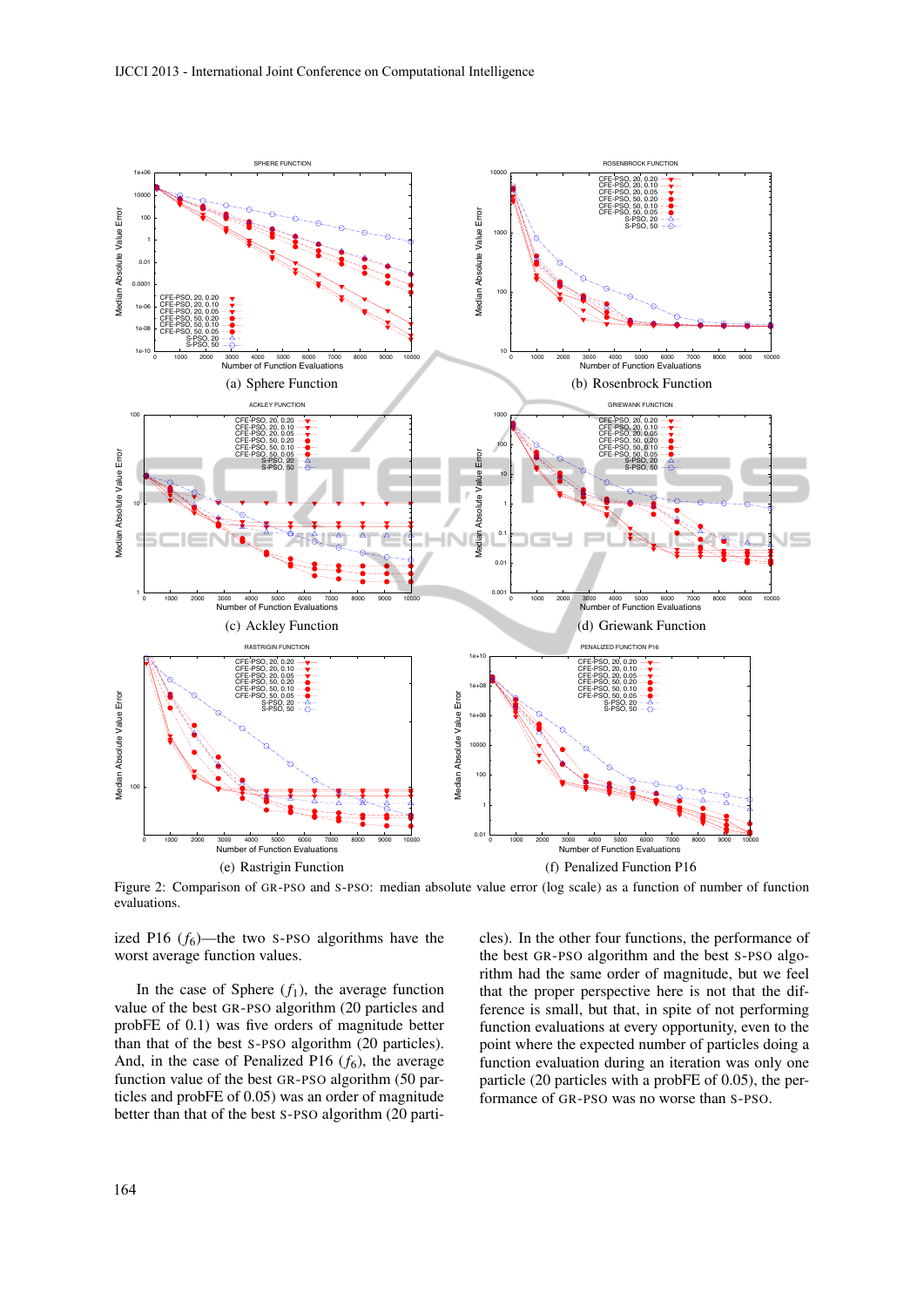SPHERE FUNCTION

Median Absolute Value Error

1e+06
10000
100
1
0.01
0.0001
1e-06
1e-08
1e-10

0 1000 2000 3000 4000 5000 6000 7000 8000 9000 10000

Number of Function Evaluations

CFE-PSO, 20, 0.20
CFE-PSO, 20, 0.10
CFE-PSO, 20, 0.05
CFE-PSO, 50, 0.20
CFE-PSO, 50, 0.10
CFE-PSO, 50, 0.05
S-PSO, 20
S-PSO, 50

(a) Sphere Function

ROSENBROCK FUNCTION

Median Absolute Value Error

10000
1000
100
10

0 1000 2000 3000 4000 5000 6000 7000 8000 9000 10000

Number of Function Evaluations

CFE-PSO, 20, 0.20
CFE-PSO, 20, 0.10
CFE-PSO, 20, 0.05
CFE-PSO, 50, 0.20
CFE-PSO, 50, 0.10
CFE-PSO, 50, 0.05
S-PSO, 20
S-PSO, 50

(b) Rosenbrock Function

ACKLEY FUNCTION

Median Absolute Value Error

100
10
1

0 1000 2000 3000 4000 5000 6000 7000 8000 9000 10000

Number of Function Evaluations

CFE-PSO, 20, 0.20
CFE-PSO, 20, 0.10
CFE-PSO, 20, 0.05
CFE-PSO, 50, 0.20
CFE-PSO, 50, 0.10
CFE-PSO, 50, 0.05
S-PSO, 20
S-PSO, 50

(c) Ackley Function

GRIEWANK FUNCTION

Median Absolute Value Error

1000
100
10
1
0.1
0.01
0.001

0 1000 2000 3000 4000 5000 6000 7000 8000 9000 10000

Number of Function Evaluations

CFE-PSO, 20, 0.20
CFE-PSO, 20, 0.10
CFE-PSO, 20, 0.05
CFE-PSO, 50, 0.20
CFE-PSO, 50, 0.10
CFE-PSO, 50, 0.05
S-PSO, 20
S-PSO, 50

(d) Griewank Function

RASTRIGIN FUNCTION

Median Absolute Value Error

100

0 1000 2000 3000 4000 5000 6000 7000 8000 9000 10000

Number of Function Evaluations

CFE-PSO, 20, 0.20
CFE-PSO, 20, 0.10
CFE-PSO, 20, 0.05
CFE-PSO, 50, 0.20
CFE-PSO, 50, 0.10
CFE-PSO, 50, 0.05
S-PSO, 20
S-PSO, 50

(e) Rastrigin Function

PENALIZED FUNCTION P16

Median Absolute Value Error

1e+10
1e+08
1e+06
10000
100
1
0.01

0 1000 2000 3000 4000 5000 6000 7000 8000 9000 10000

Number of Function Evaluations

CFE-PSO, 20, 0.20
CFE-PSO, 20, 0.10
CFE-PSO, 20, 0.05
CFE-PSO, 50, 0.20
CFE-PSO, 50, 0.10
CFE-PSO, 50, 0.05
S-PSO, 20
S-PSO, 50

(f) Penalized Function P16

Figure 2: Comparison of GR-PSO and S-PSO: median absolute value error (log scale) as a function of number of function evaluations.

ized P16 ($f_6$)—the two S-PSO algorithms have the worst average function values.

In the case of Sphere ($f_1$), the average function value of the best GR-PSO algorithm (20 particles and probFE of 0.1) was five orders of magnitude better than that of the best S-PSO algorithm (20 particles). And, in the case of Penalized P16 ($f_6$), the average function value of the best GR-PSO algorithm (50 particles and probFE of 0.05) was an order of magnitude better than that of the best S-PSO algorithm (20 particles). In the other four functions, the performance of the best GR-PSO algorithm and the best S-PSO algorithm had the same order of magnitude, but we feel that the proper perspective here is not that the difference is small, but that, in spite of not performing function evaluations at every opportunity, even to the point where the expected number of particles doing a function evaluation during an iteration was only one particle (20 particles with a probFE of 0.05), the performance of GR-PSO was no worse than S-PSO.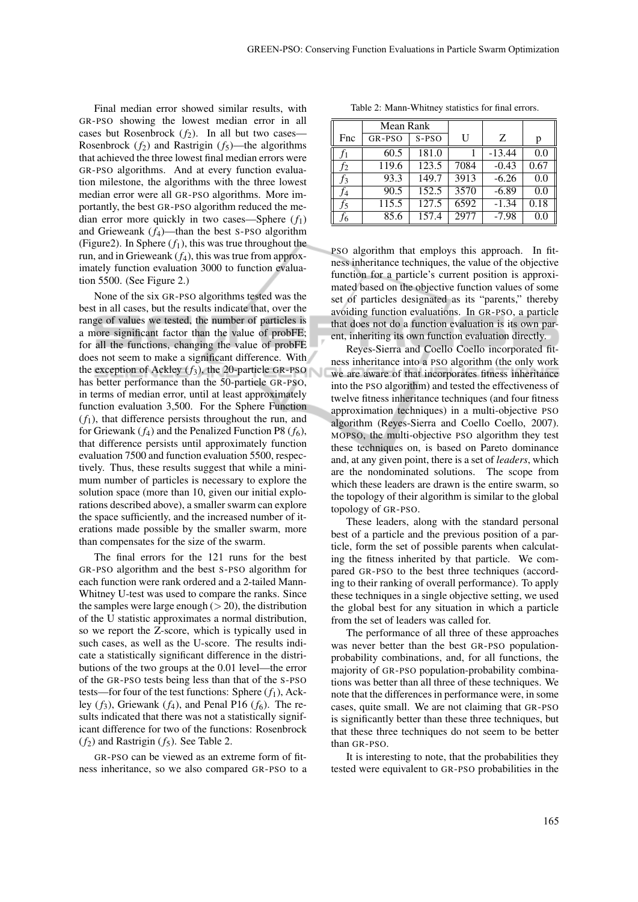Final median error showed similar results, with GR-PSO showing the lowest median error in all cases but Rosenbrock ($f_2$). In all but two cases—Rosenbrock ($f_2$) and Rastrigin ($f_5$)—the algorithms that achieved the three lowest final median errors were GR-PSO algorithms. And at every function evaluation milestone, the algorithms with the three lowest median error were all GR-PSO algorithms. More importantly, the best GR-PSO algorithm reduced the median error more quickly in two cases—Sphere ($f_1$) and Grieweank ($f_4$)—than the best S-PSO algorithm (Figure2). In Sphere ($f_1$), this was true throughout the run, and in Grieweank ($f_4$), this was true from approximately function evaluation 3000 to function evaluation 5500. (See Figure 2.)

None of the six GR-PSO algorithms tested was the best in all cases, but the results indicate that, over the range of values we tested, the number of particles is a more significant factor than the value of probFE; for all the functions, changing the value of probFE does not seem to make a significant difference. With the exception of Ackley ($f_3$), the 20-particle GR-PSO has better performance than the 50-particle GR-PSO, in terms of median error, until at least approximately function evaluation 3,500. For the Sphere Function ($f_1$), that difference persists throughout the run, and for Griewank ($f_4$) and the Penalized Function P8 ($f_6$), that difference persists until approximately function evaluation 7500 and function evaluation 5500, respectively. Thus, these results suggest that while a minimum number of particles is necessary to explore the solution space (more than 10, given our initial explorations described above), a smaller swarm can explore the space sufficiently, and the increased number of iterations made possible by the smaller swarm, more than compensates for the size of the swarm.

The final errors for the 121 runs for the best GR-PSO algorithm and the best S-PSO algorithm for each function were rank ordered and a 2-tailed Mann-Whitney U-test was used to compare the ranks. Since the samples were large enough ($> 20$), the distribution of the U statistic approximates a normal distribution, so we report the Z-score, which is typically used in such cases, as well as the U-score. The results indicate a statistically significant difference in the distributions of the two groups at the 0.01 level—the error of the GR-PSO tests being less than that of the S-PSO tests—for four of the test functions: Sphere ($f_1$), Ackley ($f_3$), Griewank ($f_4$), and Penal P16 ($f_6$). The results indicated that there was not a statistically significant difference for two of the functions: Rosenbrock ($f_2$) and Rastrigin ($f_5$). See Table 2.

GR-PSO can be viewed as an extreme form of fitness inheritance, so we also compared GR-PSO to a PSO algorithm that employs this approach. In fitness inheritance techniques, the value of the objective function for a particle's current position is approximated based on the objective function values of some set of particles designated as its "parents," thereby avoiding function evaluations. In GR-PSO, a particle that does not do a function evaluation is its own parent, inheriting its own function evaluation directly.

Table 2: Mann-Whitney statistics for final errors.

| Fnc | Mean Rank | | U | Z | p |
|---|---|---|---|---|---|
| | GR-PSO | S-PSO | | | |
| $f_1$ | 60.5 | 181.0 | 1 | -13.44 | 0.0 |
| $f_2$ | 119.6 | 123.5 | 7084 | -0.43 | 0.67 |
| $f_3$ | 93.3 | 149.7 | 3913 | -6.26 | 0.0 |
| $f_4$ | 90.5 | 152.5 | 3570 | -6.89 | 0.0 |
| $f_5$ | 115.5 | 127.5 | 6592 | -1.34 | 0.18 |
| $f_6$ | 85.6 | 157.4 | 2977 | -7.98 | 0.0 |

Reyes-Sierra and Coello Coello incorporated fitness inheritance into a PSO algorithm (the only work we are aware of that incorporates fitness inheritance into the PSO algorithm) and tested the effectiveness of twelve fitness inheritance techniques (and four fitness approximation techniques) in a multi-objective PSO algorithm (Reyes-Sierra and Coello Coello, 2007). MOPSO, the multi-objective PSO algorithm they test these techniques on, is based on Pareto dominance and, at any given point, there is a set of *leaders*, which are the nondominated solutions. The scope from which these leaders are drawn is the entire swarm, so the topology of their algorithm is similar to the global topology of GR-PSO.

These leaders, along with the standard personal best of a particle and the previous position of a particle, form the set of possible parents when calculating the fitness inherited by that particle. We compared GR-PSO to the best three techniques (according to their ranking of overall performance). To apply these techniques in a single objective setting, we used the global best for any situation in which a particle from the set of leaders was called for.

The performance of all three of these approaches was never better than the best GR-PSO population-probability combinations, and, for all functions, the majority of GR-PSO population-probability combinations was better than all three of these techniques. We note that the differences in performance were, in some cases, quite small. We are not claiming that GR-PSO is significantly better than these three techniques, but that these three techniques do not seem to be better than GR-PSO.

It is interesting to note, that the probabilities they tested were equivalent to GR-PSO probabilities in the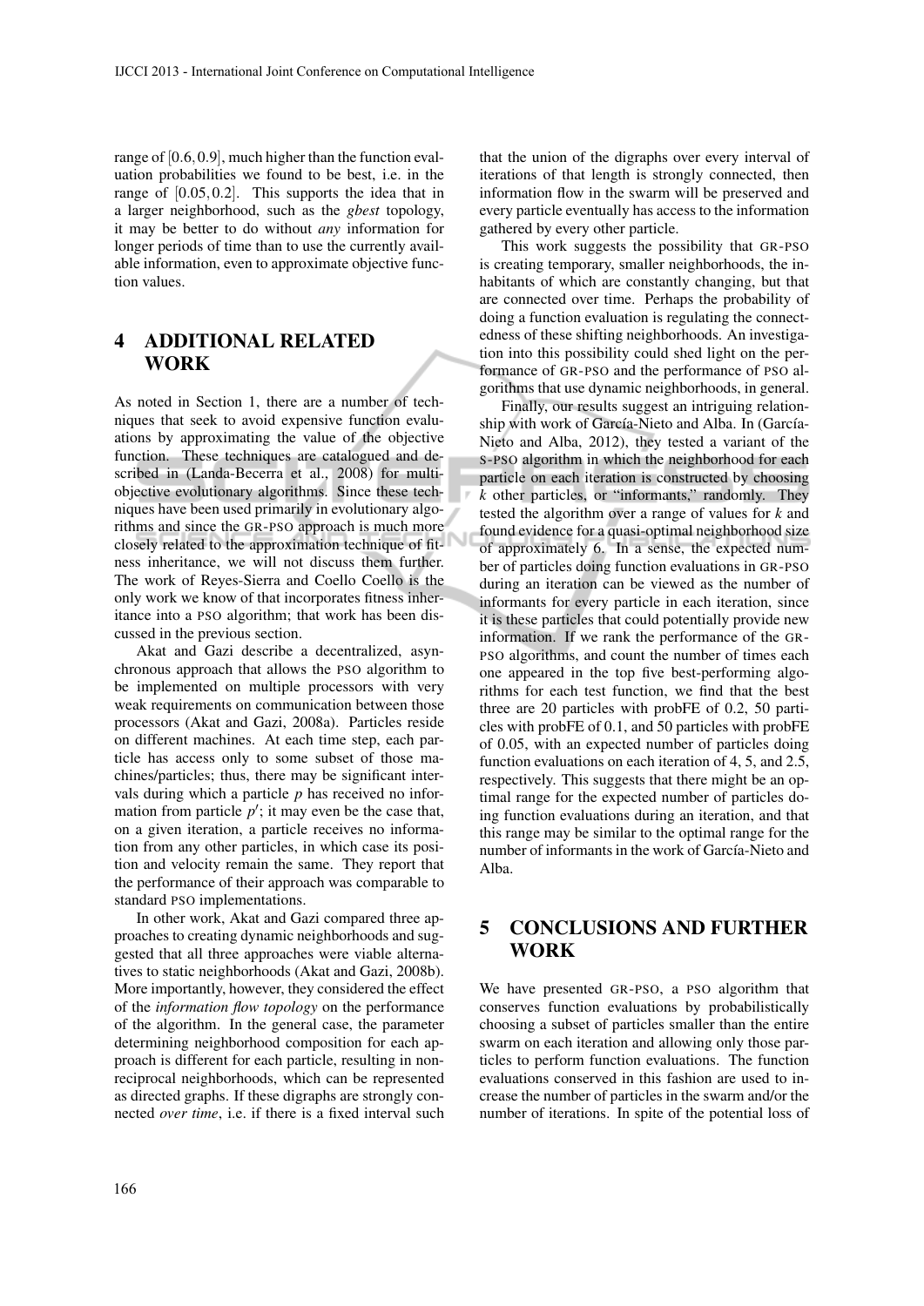range of $[0.6, 0.9]$, much higher than the function evaluation probabilities we found to be best, i.e. in the range of $[0.05, 0.2]$. This supports the idea that in a larger neighborhood, such as the *gbest* topology, it may be better to do without *any* information for longer periods of time than to use the currently available information, even to approximate objective function values.

## 4 ADDITIONAL RELATED WORK

As noted in Section 1, there are a number of techniques that seek to avoid expensive function evaluations by approximating the value of the objective function. These techniques are catalogued and described in (Landa-Becerra et al., 2008) for multi-objective evolutionary algorithms. Since these techniques have been used primarily in evolutionary algorithms and since the GR-PSO approach is much more closely related to the approximation technique of fitness inheritance, we will not discuss them further. The work of Reyes-Sierra and Coello Coello is the only work we know of that incorporates fitness inheritance into a PSO algorithm; that work has been discussed in the previous section.

Akat and Gazi describe a decentralized, asynchronous approach that allows the PSO algorithm to be implemented on multiple processors with very weak requirements on communication between those processors (Akat and Gazi, 2008a). Particles reside on different machines. At each time step, each particle has access only to some subset of those machines/particles; thus, there may be significant intervals during which a particle $p$ has received no information from particle $p'$; it may even be the case that, on a given iteration, a particle receives no information from any other particles, in which case its position and velocity remain the same. They report that the performance of their approach was comparable to standard PSO implementations.

In other work, Akat and Gazi compared three approaches to creating dynamic neighborhoods and suggested that all three approaches were viable alternatives to static neighborhoods (Akat and Gazi, 2008b). More importantly, however, they considered the effect of the *information flow topology* on the performance of the algorithm. In the general case, the parameter determining neighborhood composition for each approach is different for each particle, resulting in non-reciprocal neighborhoods, which can be represented as directed graphs. If these digraphs are strongly connected *over time*, i.e. if there is a fixed interval such that the union of the digraphs over every interval of iterations of that length is strongly connected, then information flow in the swarm will be preserved and every particle eventually has access to the information gathered by every other particle.

This work suggests the possibility that GR-PSO is creating temporary, smaller neighborhoods, the inhabitants of which are constantly changing, but that are connected over time. Perhaps the probability of doing a function evaluation is regulating the connectedness of these shifting neighborhoods. An investigation into this possibility could shed light on the performance of GR-PSO and the performance of PSO algorithms that use dynamic neighborhoods, in general.

Finally, our results suggest an intriguing relationship with work of García-Nieto and Alba. In (García-Nieto and Alba, 2012), they tested a variant of the S-PSO algorithm in which the neighborhood for each particle on each iteration is constructed by choosing $k$ other particles, or "informants," randomly. They tested the algorithm over a range of values for $k$ and found evidence for a quasi-optimal neighborhood size of approximately 6. In a sense, the expected number of particles doing function evaluations in GR-PSO during an iteration can be viewed as the number of informants for every particle in each iteration, since it is these particles that could potentially provide new information. If we rank the performance of the GR-PSO algorithms, and count the number of times each one appeared in the top five best-performing algorithms for each test function, we find that the best three are 20 particles with probFE of 0.2, 50 particles with probFE of 0.1, and 50 particles with probFE of 0.05, with an expected number of particles doing function evaluations on each iteration of 4, 5, and 2.5, respectively. This suggests that there might be an optimal range for the expected number of particles doing function evaluations during an iteration, and that this range may be similar to the optimal range for the number of informants in the work of García-Nieto and Alba.

## 5 CONCLUSIONS AND FURTHER WORK

We have presented GR-PSO, a PSO algorithm that conserves function evaluations by probabilistically choosing a subset of particles smaller than the entire swarm on each iteration and allowing only those particles to perform function evaluations. The function evaluations conserved in this fashion are used to increase the number of particles in the swarm and/or the number of iterations. In spite of the potential loss of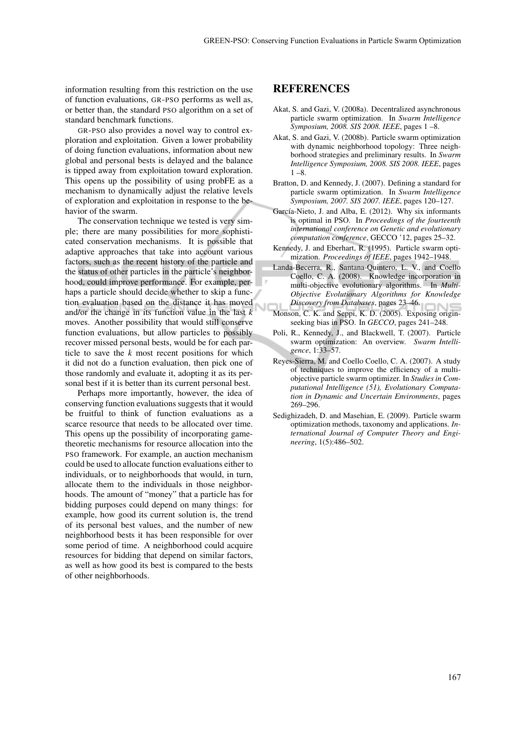information resulting from this restriction on the use of function evaluations, GR-PSO performs as well as, or better than, the standard PSO algorithm on a set of standard benchmark functions.

GR-PSO also provides a novel way to control exploration and exploitation. Given a lower probability of doing function evaluations, information about new global and personal bests is delayed and the balance is tipped away from exploitation toward exploration. This opens up the possibility of using probFE as a mechanism to dynamically adjust the relative levels of exploration and exploitation in response to the behavior of the swarm.

The conservation technique we tested is very simple; there are many possibilities for more sophisticated conservation mechanisms. It is possible that adaptive approaches that take into account various factors, such as the recent history of the particle and the status of other particles in the particle's neighborhood, could improve performance. For example, perhaps a particle should decide whether to skip a function evaluation based on the distance it has moved and/or the change in its function value in the last $k$ moves. Another possibility that would still conserve function evaluations, but allow particles to possibly recover missed personal bests, would be for each particle to save the $k$ most recent positions for which it did not do a function evaluation, then pick one of those randomly and evaluate it, adopting it as its personal best if it is better than its current personal best.

Perhaps more importantly, however, the idea of conserving function evaluations suggests that it would be fruitful to think of function evaluations as a scarce resource that needs to be allocated over time. This opens up the possibility of incorporating game-theoretic mechanisms for resource allocation into the PSO framework. For example, an auction mechanism could be used to allocate function evaluations either to individuals, or to neighborhoods that would, in turn, allocate them to the individuals in those neighborhoods. The amount of "money" that a particle has for bidding purposes could depend on many things: for example, how good its current solution is, the trend of its personal best values, and the number of new neighborhood bests it has been responsible for over some period of time. A neighborhood could acquire resources for bidding that depend on similar factors, as well as how good its best is compared to the bests of other neighborhoods.

## REFERENCES

Akat, S. and Gazi, V. (2008a). Decentralized asynchronous particle swarm optimization. In *Swarm Intelligence Symposium, 2008. SIS 2008. IEEE*, pages 1 –8.

Akat, S. and Gazi, V. (2008b). Particle swarm optimization with dynamic neighborhood topology: Three neighborhood strategies and preliminary results. In *Swarm Intelligence Symposium, 2008. SIS 2008. IEEE*, pages 1 –8.

Bratton, D. and Kennedy, J. (2007). Defining a standard for particle swarm optimization. In *Swarm Intelligence Symposium, 2007. SIS 2007. IEEE*, pages 120–127.

García-Nieto, J. and Alba, E. (2012). Why six informants is optimal in PSO. In *Proceedings of the fourteenth international conference on Genetic and evolutionary computation conference*, GECCO '12, pages 25–32.

Kennedy, J. and Eberhart, R. (1995). Particle swarm optimization. *Proceedings of IEEE*, pages 1942–1948.

Landa-Becerra, R., Santana-Quintero, L. V., and Coello Coello, C. A. (2008). Knowledge incorporation in multi-objective evolutionary algorithms. In *Multi-Objective Evolutionary Algorithms for Knowledge Discovery from Databases*, pages 23–46.

Monson, C. K. and Seppi, K. D. (2005). Exposing origin-seeking bias in PSO. In *GECCO*, pages 241–248.

Poli, R., Kennedy, J., and Blackwell, T. (2007). Particle swarm optimization: An overview. *Swarm Intelligence*, 1:33–57.

Reyes-Sierra, M. and Coello Coello, C. A. (2007). A study of techniques to improve the efficiency of a multi-objective particle swarm optimizer. In *Studies in Computational Intelligence (51), Evolutionary Computation in Dynamic and Uncertain Environments*, pages 269–296.

Sedighizadeh, D. and Masehian, E. (2009). Particle swarm optimization methods, taxonomy and applications. *International Journal of Computer Theory and Engineering*, 1(5):486–502.